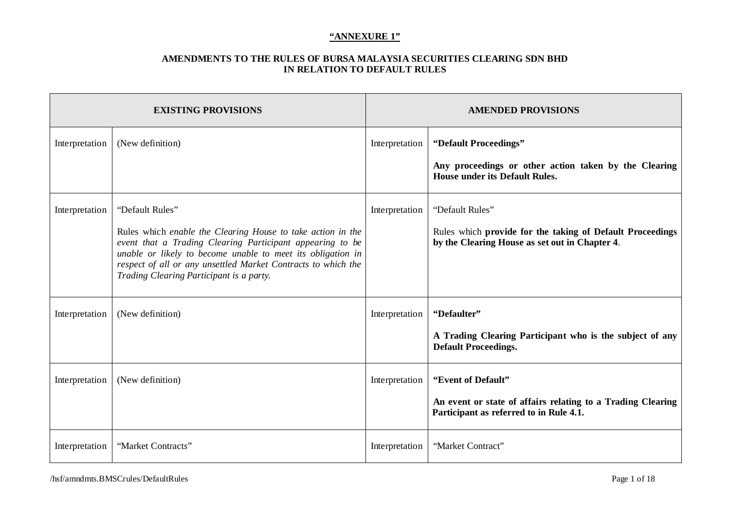**"ANNEXURE 1"**

**AMENDMENTS TO THE RULES OF BURSA MALAYSIA SECURITIES CLEARING SDN BHD IN RELATION TO DEFAULT RULES**

| EXISTING PROVISIONS | | AMENDED PROVISIONS | |
|---|---|---|---|
| Interpretation | (New definition) | Interpretation | **"Default Proceedings"**<br><br>**Any proceedings or other action taken by the Clearing House under its Default Rules.** |
| Interpretation | "Default Rules"<br><br>Rules which *enable the Clearing House to take action in the event that a Trading Clearing Participant appearing to be unable or likely to become unable to meet its obligation in respect of all or any unsettled Market Contracts to which the Trading Clearing Participant is a party.* | Interpretation | "Default Rules"<br><br>Rules which **provide for the taking of Default Proceedings by the Clearing House as set out in Chapter 4**. |
| Interpretation | (New definition) | Interpretation | **"Defaulter"**<br><br>**A Trading Clearing Participant who is the subject of any Default Proceedings.** |
| Interpretation | (New definition) | Interpretation | **"Event of Default"**<br><br>**An event or state of affairs relating to a Trading Clearing Participant as referred to in Rule 4.1.** |
| Interpretation | "Market Contracts" | Interpretation | "Market Contract" |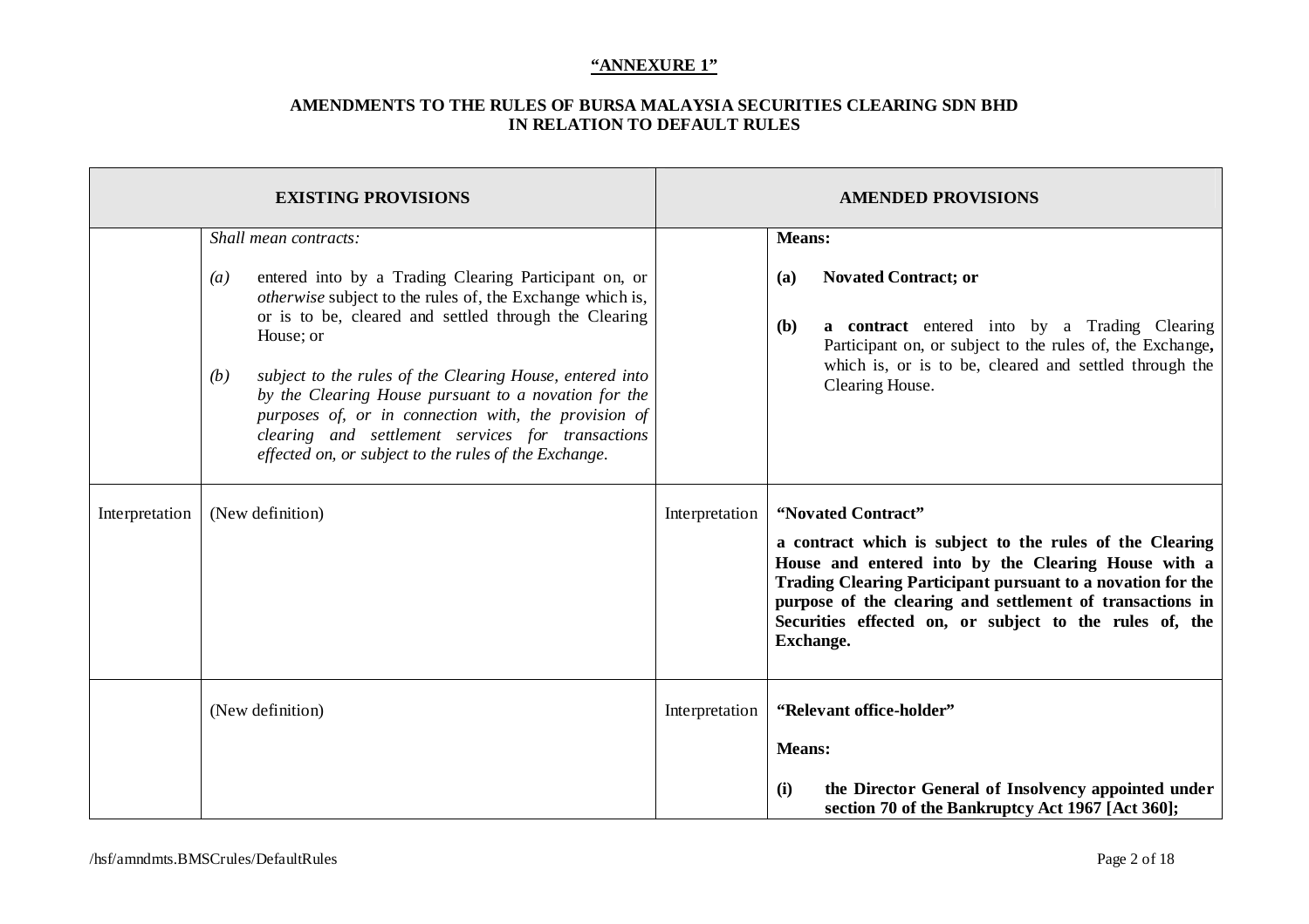**"ANNEXURE 1"**

**AMENDMENTS TO THE RULES OF BURSA MALAYSIA SECURITIES CLEARING SDN BHD IN RELATION TO DEFAULT RULES**

| EXISTING PROVISIONS | | AMENDED PROVISIONS | |
|---|---|---|---|
| | *Shall mean contracts:*<br><br>*(a)* entered into by a Trading Clearing Participant on, or *otherwise* subject to the rules of, the Exchange which is, or is to be, cleared and settled through the Clearing House; or<br><br>*(b)* *subject to the rules of the Clearing House, entered into by the Clearing House pursuant to a novation for the purposes of, or in connection with, the provision of clearing and settlement services for transactions effected on, or subject to the rules of the Exchange.* | | **Means:**<br><br>**(a)** **Novated Contract; or**<br><br>**(b)** **a contract** entered into by a Trading Clearing Participant on, or subject to the rules of, the Exchange**,** which is, or is to be, cleared and settled through the Clearing House. |
| Interpretation | (New definition) | Interpretation | **"Novated Contract"**<br><br>**a contract which is subject to the rules of the Clearing House and entered into by the Clearing House with a Trading Clearing Participant pursuant to a novation for the purpose of the clearing and settlement of transactions in Securities effected on, or subject to the rules of, the Exchange.** |
| | (New definition) | Interpretation | **"Relevant office-holder"**<br><br>**Means:**<br><br>**(i)** **the Director General of Insolvency appointed under section 70 of the Bankruptcy Act 1967 [Act 360];** |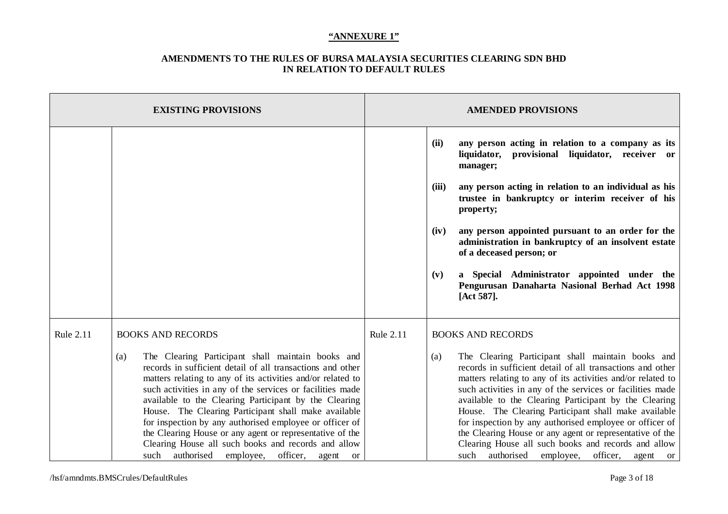**"ANNEXURE 1"**

**AMENDMENTS TO THE RULES OF BURSA MALAYSIA SECURITIES CLEARING SDN BHD IN RELATION TO DEFAULT RULES**

| EXISTING PROVISIONS | | AMENDED PROVISIONS | |
|---|---|---|---|
| | | | **(ii)** **any person acting in relation to a company as its liquidator, provisional liquidator, receiver or manager;**<br><br>**(iii)** **any person acting in relation to an individual as his trustee in bankruptcy or interim receiver of his property;**<br><br>**(iv)** **any person appointed pursuant to an order for the administration in bankruptcy of an insolvent estate of a deceased person; or**<br><br>**(v)** **a Special Administrator appointed under the Pengurusan Danaharta Nasional Berhad Act 1998 [Act 587].** |
| Rule 2.11 | BOOKS AND RECORDS<br><br>(a) The Clearing Participant shall maintain books and records in sufficient detail of all transactions and other matters relating to any of its activities and/or related to such activities in any of the services or facilities made available to the Clearing Participant by the Clearing House. The Clearing Participant shall make available for inspection by any authorised employee or officer of the Clearing House or any agent or representative of the Clearing House all such books and records and allow such authorised employee, officer, agent or | Rule 2.11 | BOOKS AND RECORDS<br><br>(a) The Clearing Participant shall maintain books and records in sufficient detail of all transactions and other matters relating to any of its activities and/or related to such activities in any of the services or facilities made available to the Clearing Participant by the Clearing House. The Clearing Participant shall make available for inspection by any authorised employee or officer of the Clearing House or any agent or representative of the Clearing House all such books and records and allow such authorised employee, officer, agent or |

/hsf/amndmts.BMSCrules/DefaultRules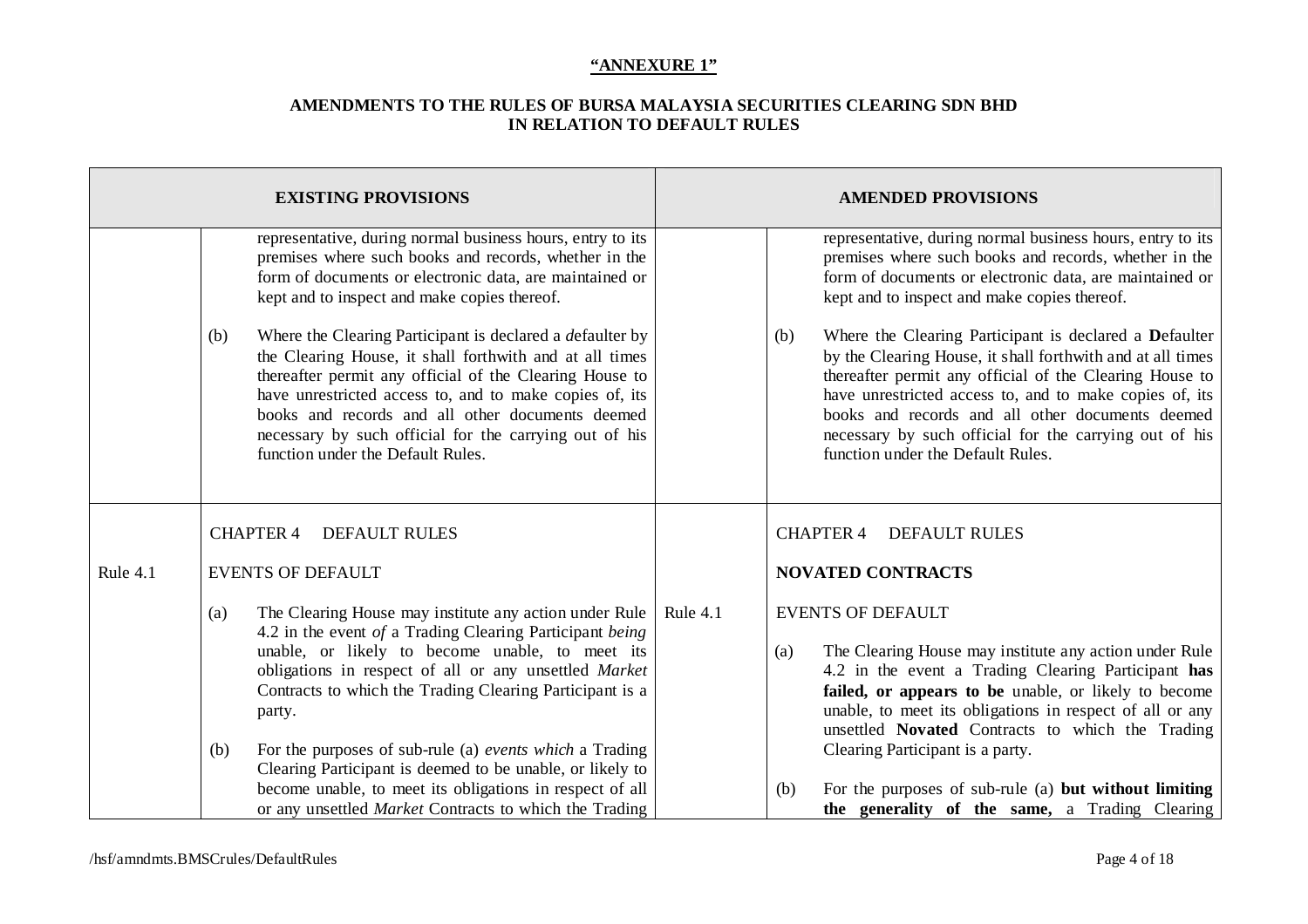**"ANNEXURE 1"**

**AMENDMENTS TO THE RULES OF BURSA MALAYSIA SECURITIES CLEARING SDN BHD IN RELATION TO DEFAULT RULES**

| EXISTING PROVISIONS | | AMENDED PROVISIONS | |
|---|---|---|---|
| | representative, during normal business hours, entry to its premises where such books and records, whether in the form of documents or electronic data, are maintained or kept and to inspect and make copies thereof.<br><br>(b) Where the Clearing Participant is declared a *d*efaulter by the Clearing House, it shall forthwith and at all times thereafter permit any official of the Clearing House to have unrestricted access to, and to make copies of, its books and records and all other documents deemed necessary by such official for the carrying out of his function under the Default Rules. | | representative, during normal business hours, entry to its premises where such books and records, whether in the form of documents or electronic data, are maintained or kept and to inspect and make copies thereof.<br><br>(b) Where the Clearing Participant is declared a **D**efaulter by the Clearing House, it shall forthwith and at all times thereafter permit any official of the Clearing House to have unrestricted access to, and to make copies of, its books and records and all other documents deemed necessary by such official for the carrying out of his function under the Default Rules. |
| Rule 4.1 | CHAPTER 4 DEFAULT RULES<br><br>EVENTS OF DEFAULT<br><br>(a) The Clearing House may institute any action under Rule 4.2 in the event *of* a Trading Clearing Participant *being* unable, or likely to become unable, to meet its obligations in respect of all or any unsettled *Market* Contracts to which the Trading Clearing Participant is a party.<br><br>(b) For the purposes of sub-rule (a) *events which* a Trading Clearing Participant is deemed to be unable, or likely to become unable, to meet its obligations in respect of all or any unsettled *Market* Contracts to which the Trading | Rule 4.1 | CHAPTER 4 DEFAULT RULES<br><br>**NOVATED CONTRACTS**<br><br>EVENTS OF DEFAULT<br><br>(a) The Clearing House may institute any action under Rule 4.2 in the event a Trading Clearing Participant **has failed, or appears to be** unable, or likely to become unable, to meet its obligations in respect of all or any unsettled **Novated** Contracts to which the Trading Clearing Participant is a party.<br><br>(b) For the purposes of sub-rule (a) **but without limiting the generality of the same,** a Trading Clearing |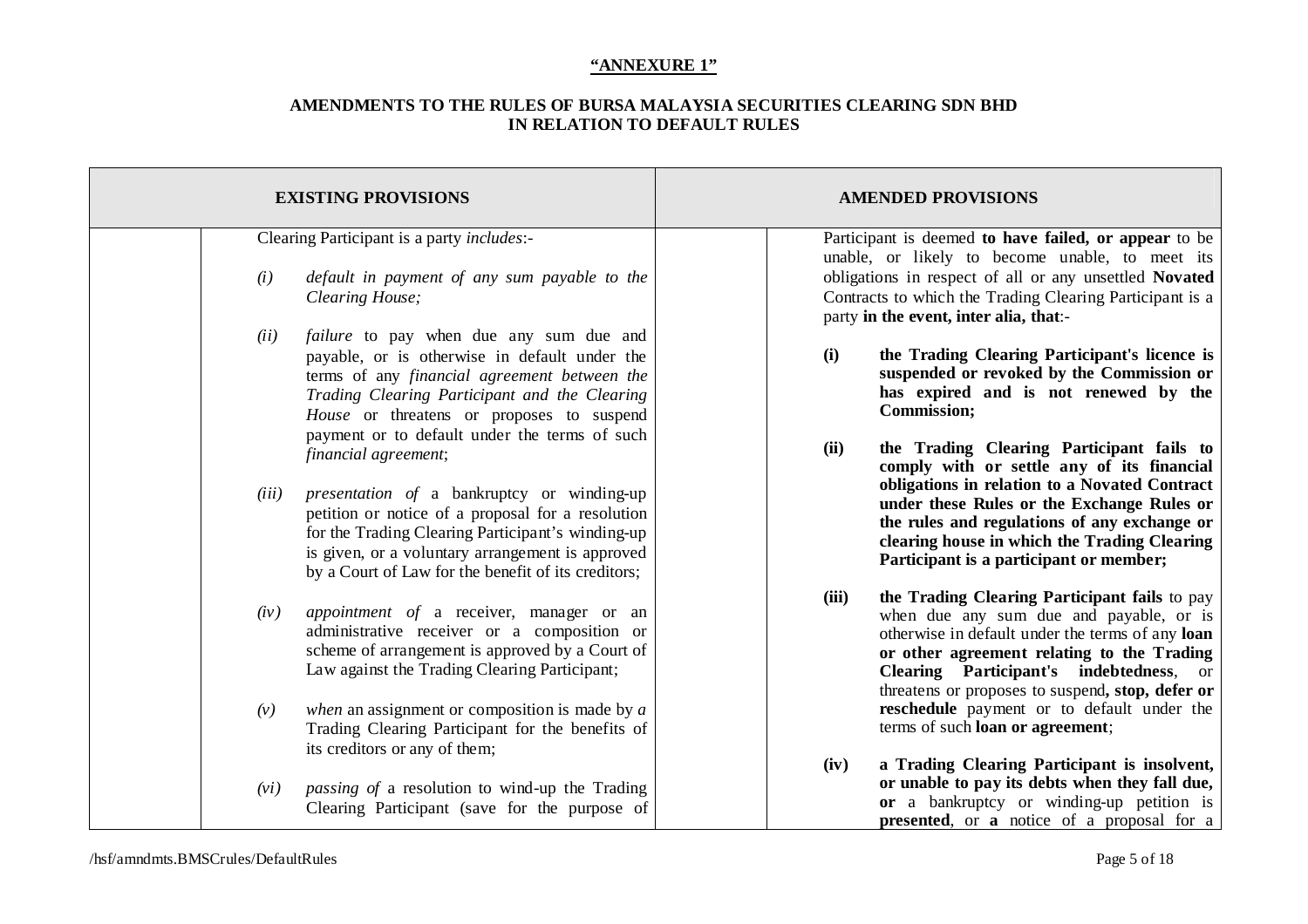**"ANNEXURE 1"**

**AMENDMENTS TO THE RULES OF BURSA MALAYSIA SECURITIES CLEARING SDN BHD IN RELATION TO DEFAULT RULES**

| | EXISTING PROVISIONS | | AMENDED PROVISIONS |
|---|---|---|---|
| | Clearing Participant is a party *includes*:-<br><br>*(i)* *default in payment of any sum payable to the Clearing House;*<br><br>*(ii)* *failure* to pay when due any sum due and payable, or is otherwise in default under the terms of any *financial agreement between the Trading Clearing Participant and the Clearing House* or threatens or proposes to suspend payment or to default under the terms of such *financial agreement*;<br><br>*(iii)* *presentation of* a bankruptcy or winding-up petition or notice of a proposal for a resolution for the Trading Clearing Participant's winding-up is given, or a voluntary arrangement is approved by a Court of Law for the benefit of its creditors;<br><br>*(iv)* *appointment of* a receiver, manager or an administrative receiver or a composition or scheme of arrangement is approved by a Court of Law against the Trading Clearing Participant;<br><br>*(v)* *when* an assignment or composition is made by *a* Trading Clearing Participant for the benefits of its creditors or any of them;<br><br>*(vi)* *passing of* a resolution to wind-up the Trading Clearing Participant (save for the purpose of | | Participant is deemed **to have failed, or appear** to be unable, or likely to become unable, to meet its obligations in respect of all or any unsettled **Novated** Contracts to which the Trading Clearing Participant is a party **in the event, inter alia, that**:-<br><br>**(i)** **the Trading Clearing Participant's licence is suspended or revoked by the Commission or has expired and is not renewed by the Commission;**<br><br>**(ii)** **the Trading Clearing Participant fails to comply with or settle any of its financial obligations in relation to a Novated Contract under these Rules or the Exchange Rules or the rules and regulations of any exchange or clearing house in which the Trading Clearing Participant is a participant or member;**<br><br>**(iii)** **the Trading Clearing Participant fails** to pay when due any sum due and payable, or is otherwise in default under the terms of any **loan or other agreement relating to the Trading Clearing Participant's indebtedness**, or threatens or proposes to suspend**, stop, defer or reschedule** payment or to default under the terms of such **loan or agreement**;<br><br>**(iv)** **a Trading Clearing Participant is insolvent, or unable to pay its debts when they fall due, or** a bankruptcy or winding-up petition is **presented**, or **a** notice of a proposal for a |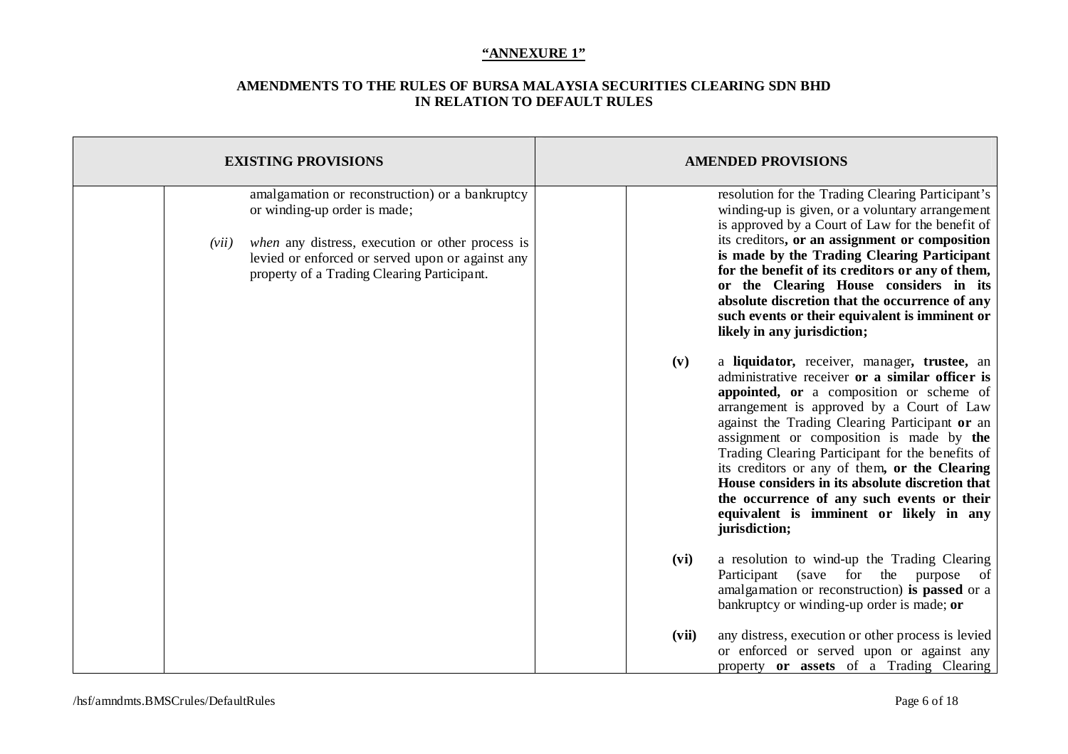**"ANNEXURE 1"**

**AMENDMENTS TO THE RULES OF BURSA MALAYSIA SECURITIES CLEARING SDN BHD IN RELATION TO DEFAULT RULES**

| EXISTING PROVISIONS | AMENDED PROVISIONS |
|---|---|
| amalgamation or reconstruction) or a bankruptcy or winding-up order is made;<br><br>*(vii)* *when* any distress, execution or other process is levied or enforced or served upon or against any property of a Trading Clearing Participant. | resolution for the Trading Clearing Participant's winding-up is given, or a voluntary arrangement is approved by a Court of Law for the benefit of its creditors**, or an assignment or composition is made by the Trading Clearing Participant for the benefit of its creditors or any of them, or the Clearing House considers in its absolute discretion that the occurrence of any such events or their equivalent is imminent or likely in any jurisdiction;**<br><br>**(v)** a **liquidator,** receiver, manager**, trustee,** an administrative receiver **or a similar officer is appointed, or** a composition or scheme of arrangement is approved by a Court of Law against the Trading Clearing Participant **or** an assignment or composition is made by **the** Trading Clearing Participant for the benefits of its creditors or any of them**, or the Clearing House considers in its absolute discretion that the occurrence of any such events or their equivalent is imminent or likely in any jurisdiction;**<br><br>**(vi)** a resolution to wind-up the Trading Clearing Participant (save for the purpose of amalgamation or reconstruction) **is passed** or a bankruptcy or winding-up order is made; **or**<br><br>**(vii)** any distress, execution or other process is levied or enforced or served upon or against any property **or assets** of a Trading Clearing |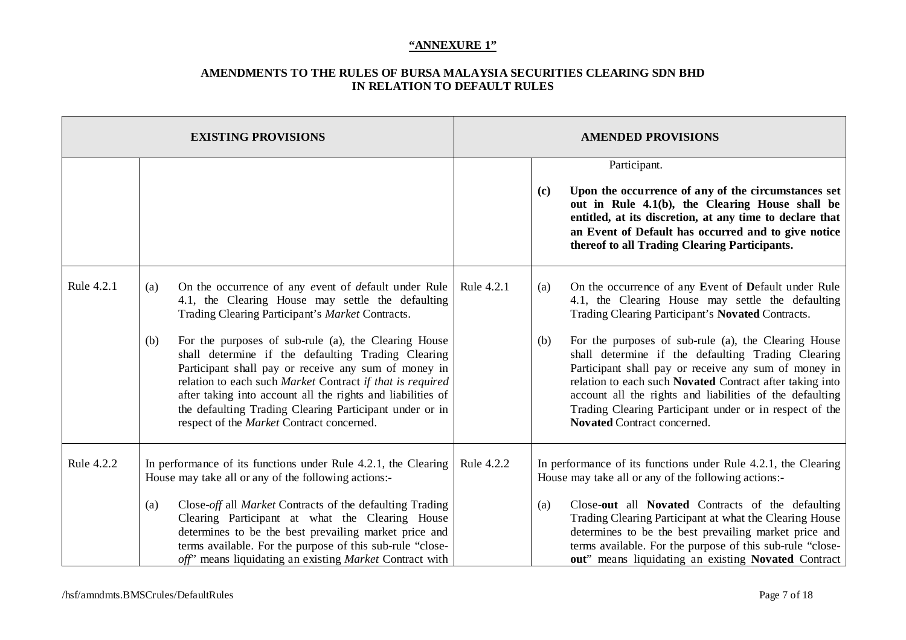**"ANNEXURE 1"**

**AMENDMENTS TO THE RULES OF BURSA MALAYSIA SECURITIES CLEARING SDN BHD IN RELATION TO DEFAULT RULES**

| EXISTING PROVISIONS | | AMENDED PROVISIONS | |
|---|---|---|---|
| | | | Participant.<br><br>**(c) Upon the occurrence of any of the circumstances set out in Rule 4.1(b), the Clearing House shall be entitled, at its discretion, at any time to declare that an Event of Default has occurred and to give notice thereof to all Trading Clearing Participants.** |
| Rule 4.2.1 | (a) On the occurrence of any *e*vent of *d*efault under Rule 4.1, the Clearing House may settle the defaulting Trading Clearing Participant's *Market* Contracts.<br><br>(b) For the purposes of sub-rule (a), the Clearing House shall determine if the defaulting Trading Clearing Participant shall pay or receive any sum of money in relation to each such *Market* Contract *if that is required* after taking into account all the rights and liabilities of the defaulting Trading Clearing Participant under or in respect of the *Market* Contract concerned. | Rule 4.2.1 | (a) On the occurrence of any **E**vent of **D**efault under Rule 4.1, the Clearing House may settle the defaulting Trading Clearing Participant's **Novated** Contracts.<br><br>(b) For the purposes of sub-rule (a), the Clearing House shall determine if the defaulting Trading Clearing Participant shall pay or receive any sum of money in relation to each such **Novated** Contract after taking into account all the rights and liabilities of the defaulting Trading Clearing Participant under or in respect of the **Novated** Contract concerned. |
| Rule 4.2.2 | In performance of its functions under Rule 4.2.1, the Clearing House may take all or any of the following actions:-<br><br>(a) Close-*off* all *Market* Contracts of the defaulting Trading Clearing Participant at what the Clearing House determines to be the best prevailing market price and terms available. For the purpose of this sub-rule "close-*off*" means liquidating an existing *Market* Contract with | Rule 4.2.2 | In performance of its functions under Rule 4.2.1, the Clearing House may take all or any of the following actions:-<br><br>(a) Close-**out** all **Novated** Contracts of the defaulting Trading Clearing Participant at what the Clearing House determines to be the best prevailing market price and terms available. For the purpose of this sub-rule "close-**out**" means liquidating an existing **Novated** Contract |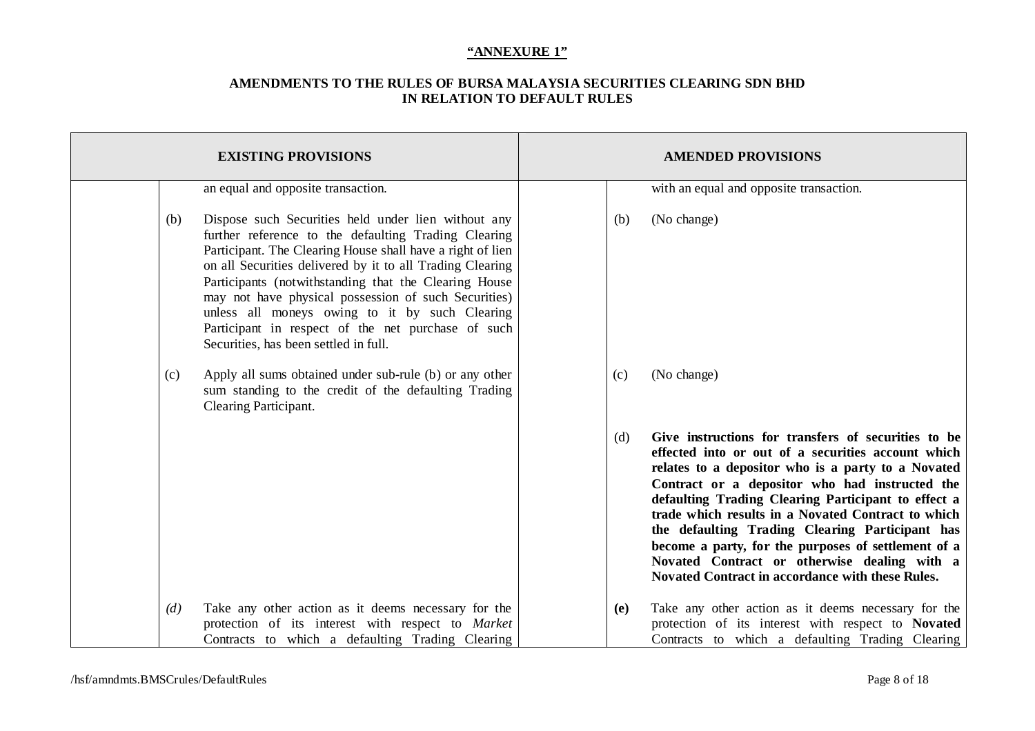**"ANNEXURE 1"**

**AMENDMENTS TO THE RULES OF BURSA MALAYSIA SECURITIES CLEARING SDN BHD IN RELATION TO DEFAULT RULES**

| EXISTING PROVISIONS | | | AMENDED PROVISIONS | | |
|---|---|---|---|---|---|
| | | an equal and opposite transaction. | | | with an equal and opposite transaction. |
| | (b) | Dispose such Securities held under lien without any further reference to the defaulting Trading Clearing Participant. The Clearing House shall have a right of lien on all Securities delivered by it to all Trading Clearing Participants (notwithstanding that the Clearing House may not have physical possession of such Securities) unless all moneys owing to it by such Clearing Participant in respect of the net purchase of such Securities, has been settled in full. | | (b) | (No change) |
| | (c) | Apply all sums obtained under sub-rule (b) or any other sum standing to the credit of the defaulting Trading Clearing Participant. | | (c) | (No change) |
| | | | | (d) | **Give instructions for transfers of securities to be effected into or out of a securities account which relates to a depositor who is a party to a Novated Contract or a depositor who had instructed the defaulting Trading Clearing Participant to effect a trade which results in a Novated Contract to which the defaulting Trading Clearing Participant has become a party, for the purposes of settlement of a Novated Contract or otherwise dealing with a Novated Contract in accordance with these Rules.** |
| | *(d)* | Take any other action as it deems necessary for the protection of its interest with respect to *Market* Contracts to which a defaulting Trading Clearing | | **(e)** | Take any other action as it deems necessary for the protection of its interest with respect to **Novated** Contracts to which a defaulting Trading Clearing |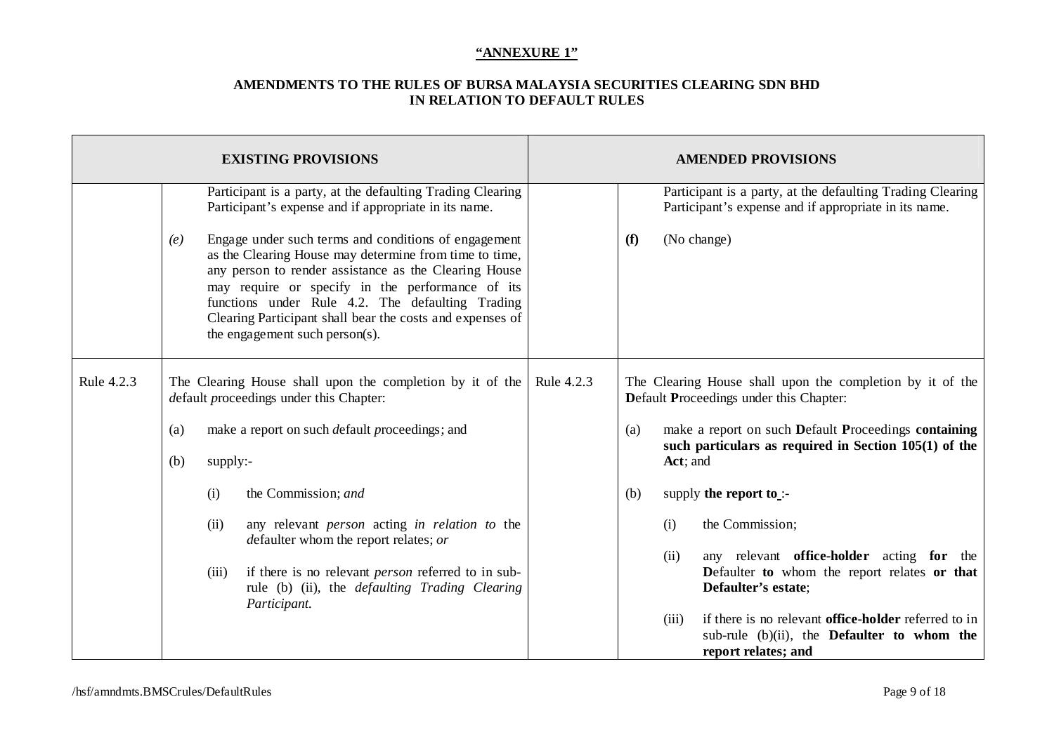**"ANNEXURE 1"**

**AMENDMENTS TO THE RULES OF BURSA MALAYSIA SECURITIES CLEARING SDN BHD IN RELATION TO DEFAULT RULES**

| EXISTING PROVISIONS | | AMENDED PROVISIONS | |
|---|---|---|---|
| | Participant is a party, at the defaulting Trading Clearing Participant's expense and if appropriate in its name.<br><br>*(e)* Engage under such terms and conditions of engagement as the Clearing House may determine from time to time, any person to render assistance as the Clearing House may require or specify in the performance of its functions under Rule 4.2. The defaulting Trading Clearing Participant shall bear the costs and expenses of the engagement such person(s). | | Participant is a party, at the defaulting Trading Clearing Participant's expense and if appropriate in its name.<br><br>**(f)** (No change) |
| Rule 4.2.3 | The Clearing House shall upon the completion by it of the *d*efault *p*roceedings under this Chapter:<br><br>(a) make a report on such *d*efault *p*roceedings; and<br><br>(b) supply:-<br><br>(i) the Commission; *and*<br><br>(ii) any relevant *person* acting *in relation to* the *d*efaulter whom the report relates; *or*<br><br>(iii) if there is no relevant *person* referred to in sub-rule (b) (ii), the *defaulting Trading Clearing Participant.* | Rule 4.2.3 | The Clearing House shall upon the completion by it of the **D**efault **P**roceedings under this Chapter:<br><br>(a) make a report on such **D**efault **P**roceedings **containing such particulars as required in Section 105(1) of the Act**; and<br><br>(b) supply **the report to** :-<br><br>(i) the Commission;<br><br>(ii) any relevant **office-holder** acting **for** the **D**efaulter **to** whom the report relates **or that Defaulter's estate**;<br><br>(iii) if there is no relevant **office-holder** referred to in sub-rule (b)(ii), the **Defaulter to whom the report relates; and** |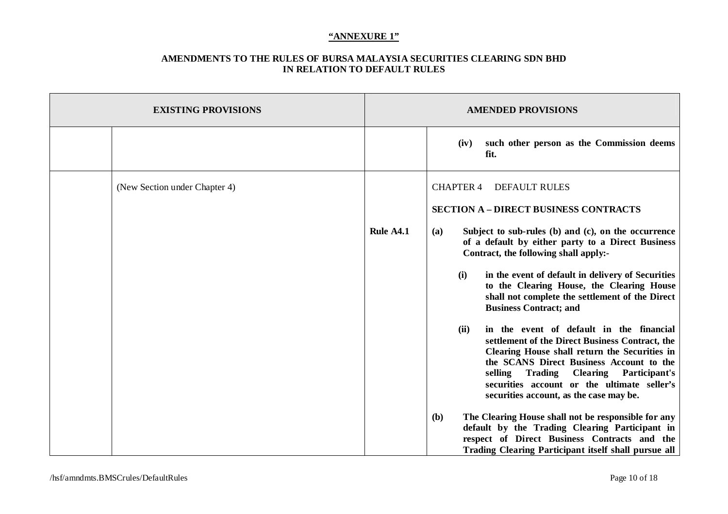**"ANNEXURE 1"**

**AMENDMENTS TO THE RULES OF BURSA MALAYSIA SECURITIES CLEARING SDN BHD IN RELATION TO DEFAULT RULES**

| EXISTING PROVISIONS | | AMENDED PROVISIONS | |
|---|---|---|---|
| | | | **(iv) such other person as the Commission deems fit.** |
| | (New Section under Chapter 4) | | CHAPTER 4 DEFAULT RULES<br><br>**SECTION A – DIRECT BUSINESS CONTRACTS** |
| | | **Rule A4.1** | **(a) Subject to sub-rules (b) and (c), on the occurrence of a default by either party to a Direct Business Contract, the following shall apply:-**<br><br>**(i) in the event of default in delivery of Securities to the Clearing House, the Clearing House shall not complete the settlement of the Direct Business Contract; and**<br><br>**(ii) in the event of default in the financial settlement of the Direct Business Contract, the Clearing House shall return the Securities in the SCANS Direct Business Account to the selling Trading Clearing Participant's securities account or the ultimate seller's securities account, as the case may be.**<br><br>**(b) The Clearing House shall not be responsible for any default by the Trading Clearing Participant in respect of Direct Business Contracts and the Trading Clearing Participant itself shall pursue all** |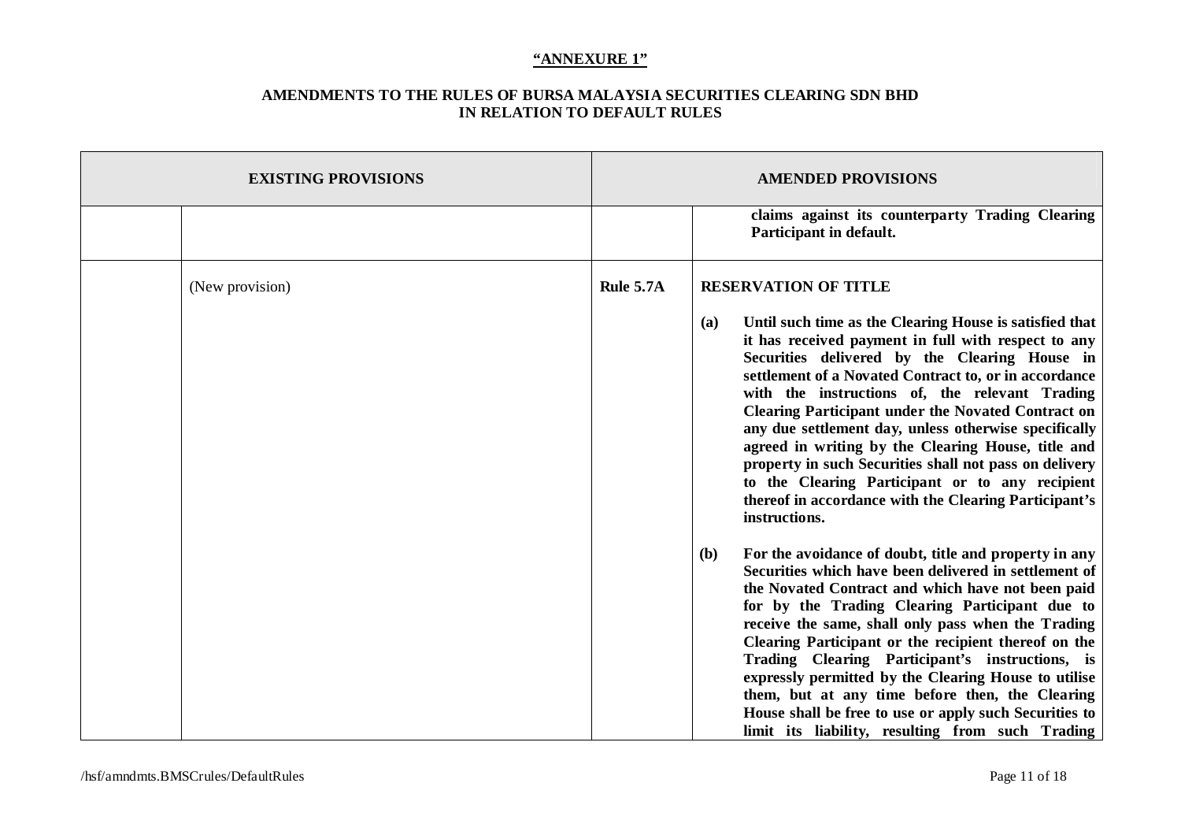**"ANNEXURE 1"**

**AMENDMENTS TO THE RULES OF BURSA MALAYSIA SECURITIES CLEARING SDN BHD IN RELATION TO DEFAULT RULES**

| EXISTING PROVISIONS | | AMENDED PROVISIONS | |
|---|---|---|---|
| | | | **claims against its counterparty Trading Clearing Participant in default.** |
| | (New provision) | **Rule 5.7A** | **RESERVATION OF TITLE**<br><br>**(a) Until such time as the Clearing House is satisfied that it has received payment in full with respect to any Securities delivered by the Clearing House in settlement of a Novated Contract to, or in accordance with the instructions of, the relevant Trading Clearing Participant under the Novated Contract on any due settlement day, unless otherwise specifically agreed in writing by the Clearing House, title and property in such Securities shall not pass on delivery to the Clearing Participant or to any recipient thereof in accordance with the Clearing Participant's instructions.**<br><br>**(b) For the avoidance of doubt, title and property in any Securities which have been delivered in settlement of the Novated Contract and which have not been paid for by the Trading Clearing Participant due to receive the same, shall only pass when the Trading Clearing Participant or the recipient thereof on the Trading Clearing Participant's instructions, is expressly permitted by the Clearing House to utilise them, but at any time before then, the Clearing House shall be free to use or apply such Securities to limit its liability, resulting from such Trading** |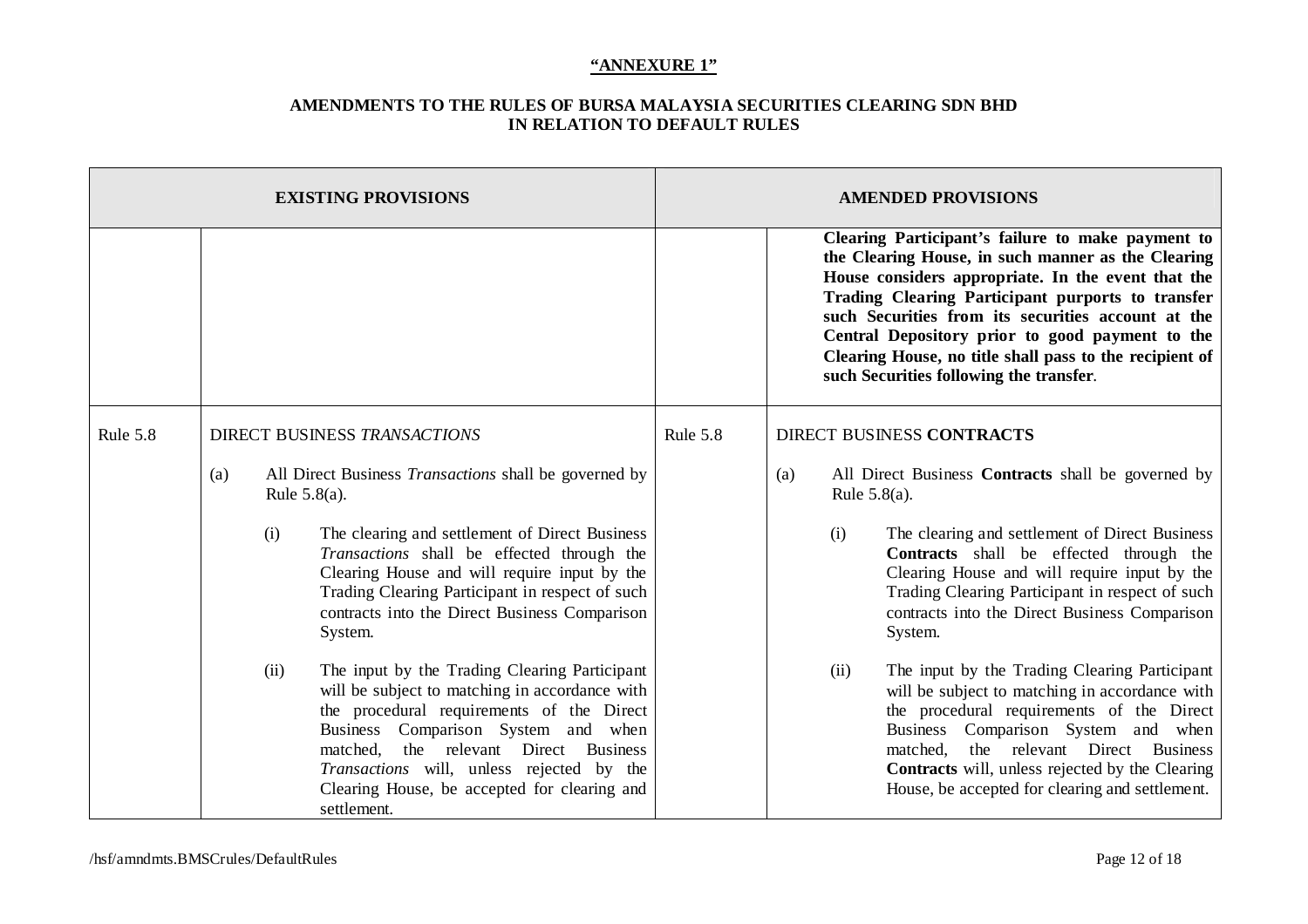**"ANNEXURE 1"**

**AMENDMENTS TO THE RULES OF BURSA MALAYSIA SECURITIES CLEARING SDN BHD IN RELATION TO DEFAULT RULES**

| EXISTING PROVISIONS | | AMENDED PROVISIONS | |
|---|---|---|---|
| | | | **Clearing Participant's failure to make payment to the Clearing House, in such manner as the Clearing House considers appropriate. In the event that the Trading Clearing Participant purports to transfer such Securities from its securities account at the Central Depository prior to good payment to the Clearing House, no title shall pass to the recipient of such Securities following the transfer**. |
| Rule 5.8 | DIRECT BUSINESS *TRANSACTIONS*<br><br>(a) All Direct Business *Transactions* shall be governed by Rule 5.8(a).<br><br>(i) The clearing and settlement of Direct Business *Transactions* shall be effected through the Clearing House and will require input by the Trading Clearing Participant in respect of such contracts into the Direct Business Comparison System.<br><br>(ii) The input by the Trading Clearing Participant will be subject to matching in accordance with the procedural requirements of the Direct Business Comparison System and when matched, the relevant Direct Business *Transactions* will, unless rejected by the Clearing House, be accepted for clearing and settlement. | Rule 5.8 | DIRECT BUSINESS **CONTRACTS**<br><br>(a) All Direct Business **Contracts** shall be governed by Rule 5.8(a).<br><br>(i) The clearing and settlement of Direct Business **Contracts** shall be effected through the Clearing House and will require input by the Trading Clearing Participant in respect of such contracts into the Direct Business Comparison System.<br><br>(ii) The input by the Trading Clearing Participant will be subject to matching in accordance with the procedural requirements of the Direct Business Comparison System and when matched, the relevant Direct Business **Contracts** will, unless rejected by the Clearing House, be accepted for clearing and settlement. |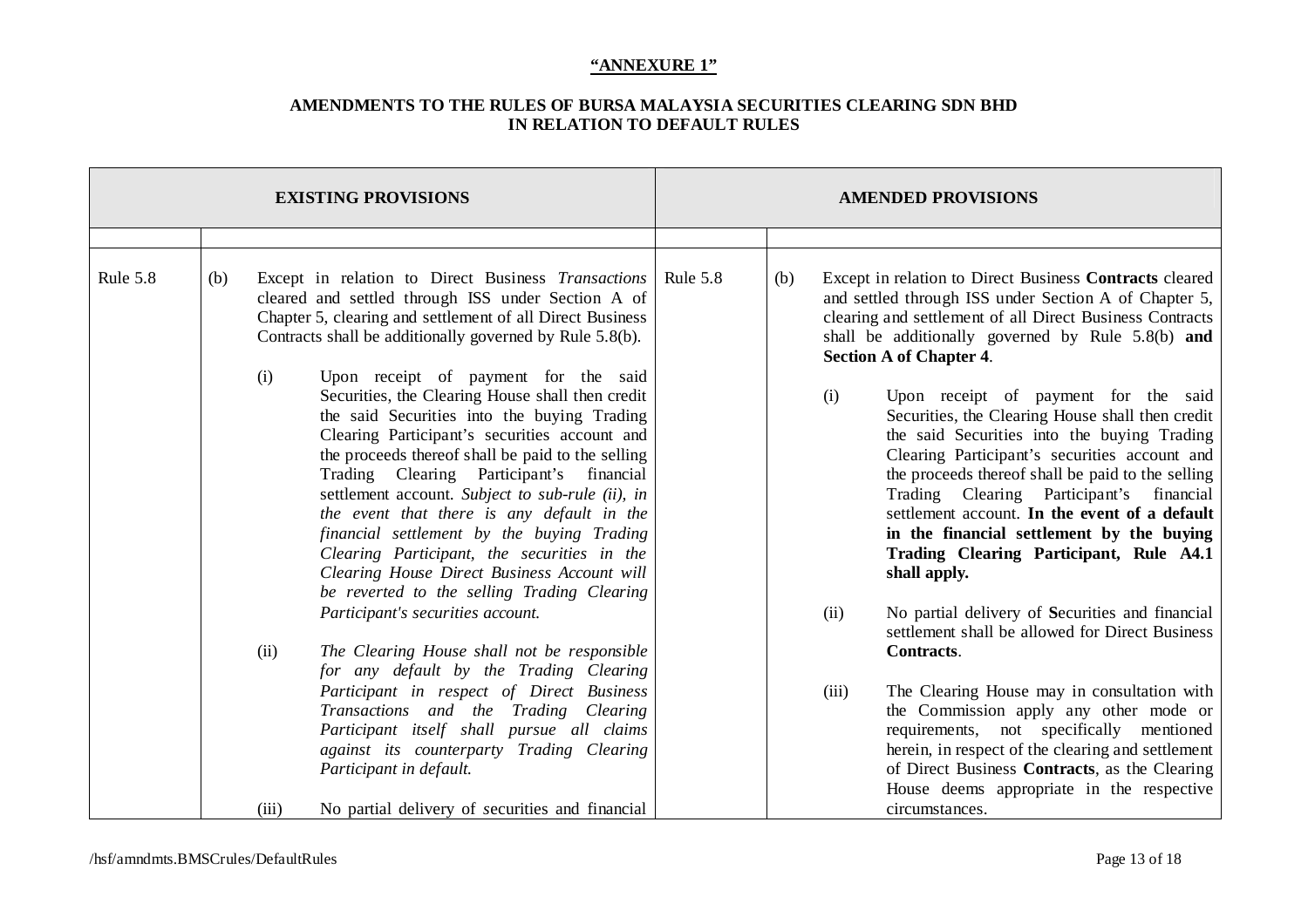**"ANNEXURE 1"**

**AMENDMENTS TO THE RULES OF BURSA MALAYSIA SECURITIES CLEARING SDN BHD IN RELATION TO DEFAULT RULES**

| EXISTING PROVISIONS | | AMENDED PROVISIONS | |
|---|---|---|---|
| | | | |
| Rule 5.8 | (b) Except in relation to Direct Business *Transactions* cleared and settled through ISS under Section A of Chapter 5, clearing and settlement of all Direct Business Contracts shall be additionally governed by Rule 5.8(b).<br><br>(i) Upon receipt of payment for the said Securities, the Clearing House shall then credit the said Securities into the buying Trading Clearing Participant's securities account and the proceeds thereof shall be paid to the selling Trading Clearing Participant's financial settlement account. *Subject to sub-rule (ii), in the event that there is any default in the financial settlement by the buying Trading Clearing Participant, the securities in the Clearing House Direct Business Account will be reverted to the selling Trading Clearing Participant's securities account.*<br><br>(ii) *The Clearing House shall not be responsible for any default by the Trading Clearing Participant in respect of Direct Business Transactions and the Trading Clearing Participant itself shall pursue all claims against its counterparty Trading Clearing Participant in default.*<br><br>(iii) No partial delivery of *s*ecurities and financial | Rule 5.8 | (b) Except in relation to Direct Business **Contracts** cleared and settled through ISS under Section A of Chapter 5, clearing and settlement of all Direct Business Contracts shall be additionally governed by Rule 5.8(b) **and Section A of Chapter 4**.<br><br>(i) Upon receipt of payment for the said Securities, the Clearing House shall then credit the said Securities into the buying Trading Clearing Participant's securities account and the proceeds thereof shall be paid to the selling Trading Clearing Participant's financial settlement account. **In the event of a default in the financial settlement by the buying Trading Clearing Participant, Rule A4.1 shall apply.**<br><br>(ii) No partial delivery of **S**ecurities and financial settlement shall be allowed for Direct Business **Contracts**.<br><br>(iii) The Clearing House may in consultation with the Commission apply any other mode or requirements, not specifically mentioned herein, in respect of the clearing and settlement of Direct Business **Contracts**, as the Clearing House deems appropriate in the respective circumstances. |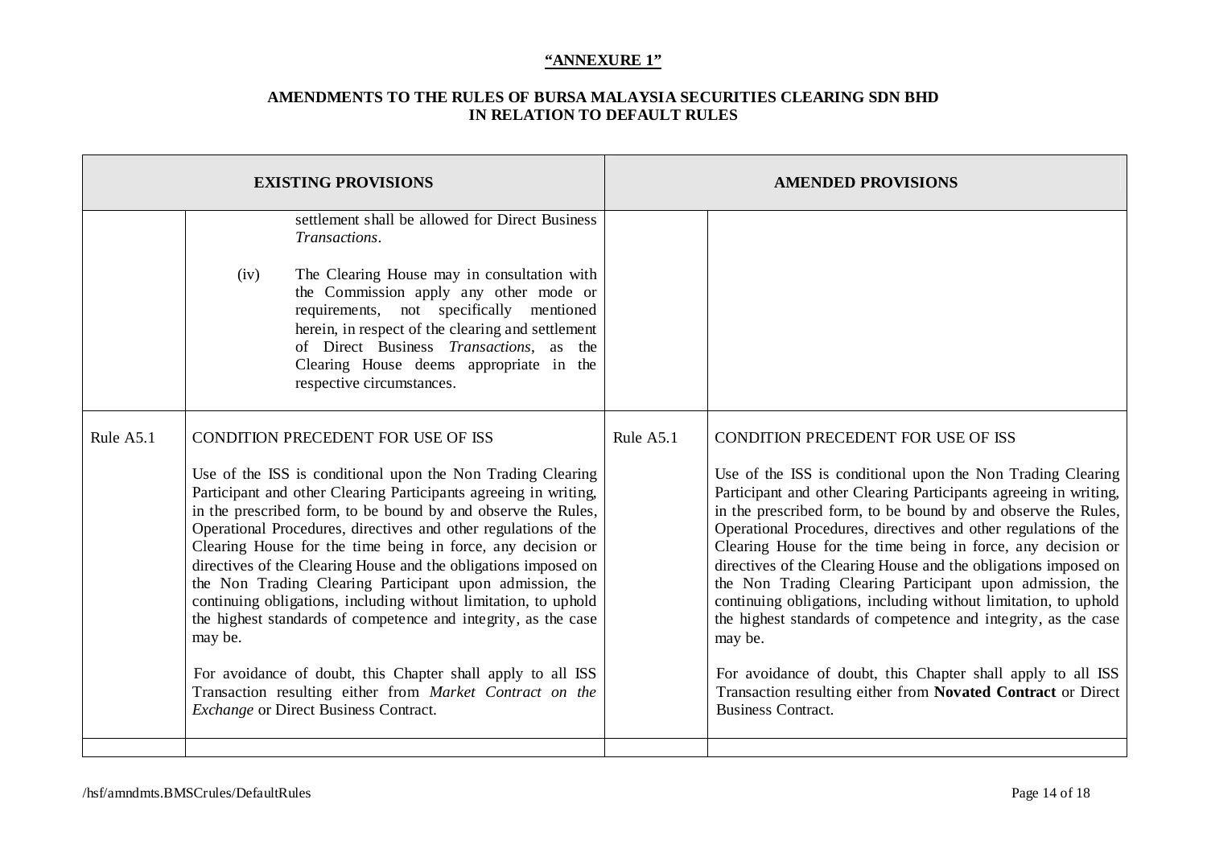**"ANNEXURE 1"**

**AMENDMENTS TO THE RULES OF BURSA MALAYSIA SECURITIES CLEARING SDN BHD IN RELATION TO DEFAULT RULES**

| EXISTING PROVISIONS | | AMENDED PROVISIONS | |
|---|---|---|---|
| | settlement shall be allowed for Direct Business *Transactions*.<br><br>(iv) The Clearing House may in consultation with the Commission apply any other mode or requirements, not specifically mentioned herein, in respect of the clearing and settlement of Direct Business *Transactions*, as the Clearing House deems appropriate in the respective circumstances. | | |
| Rule A5.1 | CONDITION PRECEDENT FOR USE OF ISS<br><br>Use of the ISS is conditional upon the Non Trading Clearing Participant and other Clearing Participants agreeing in writing, in the prescribed form, to be bound by and observe the Rules, Operational Procedures, directives and other regulations of the Clearing House for the time being in force, any decision or directives of the Clearing House and the obligations imposed on the Non Trading Clearing Participant upon admission, the continuing obligations, including without limitation, to uphold the highest standards of competence and integrity, as the case may be.<br><br>For avoidance of doubt, this Chapter shall apply to all ISS Transaction resulting either from *Market Contract on the Exchange* or Direct Business Contract. | Rule A5.1 | CONDITION PRECEDENT FOR USE OF ISS<br><br>Use of the ISS is conditional upon the Non Trading Clearing Participant and other Clearing Participants agreeing in writing, in the prescribed form, to be bound by and observe the Rules, Operational Procedures, directives and other regulations of the Clearing House for the time being in force, any decision or directives of the Clearing House and the obligations imposed on the Non Trading Clearing Participant upon admission, the continuing obligations, including without limitation, to uphold the highest standards of competence and integrity, as the case may be.<br><br>For avoidance of doubt, this Chapter shall apply to all ISS Transaction resulting either from **Novated Contract** or Direct Business Contract. |
| | | | |

/hsf/amndmts.BMSCrules/DefaultRules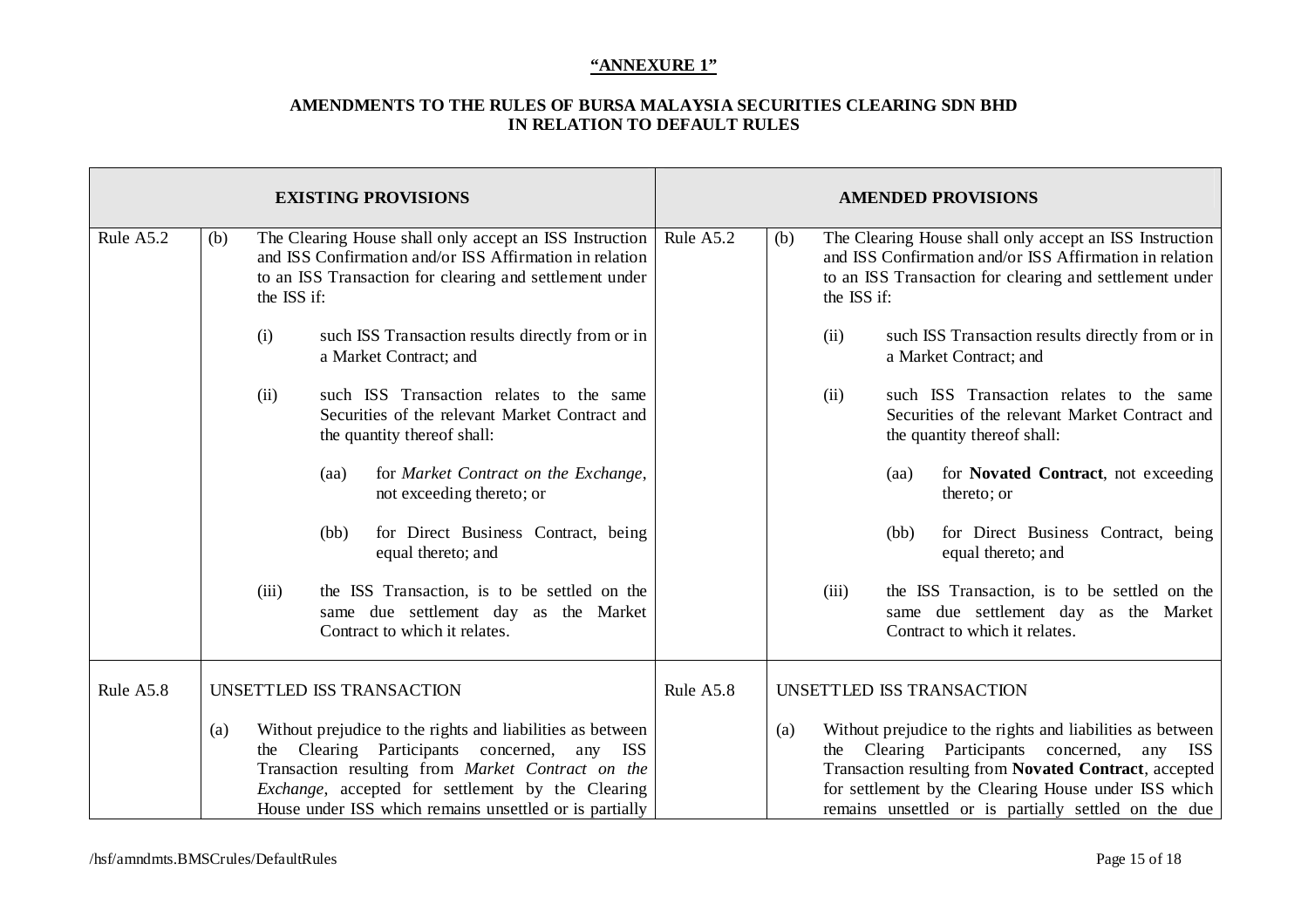**"ANNEXURE 1"**

**AMENDMENTS TO THE RULES OF BURSA MALAYSIA SECURITIES CLEARING SDN BHD IN RELATION TO DEFAULT RULES**

| EXISTING PROVISIONS | | AMENDED PROVISIONS | |
|---|---|---|---|
| Rule A5.2 | (b) The Clearing House shall only accept an ISS Instruction and ISS Confirmation and/or ISS Affirmation in relation to an ISS Transaction for clearing and settlement under the ISS if:<br><br>(i) such ISS Transaction results directly from or in a Market Contract; and<br><br>(ii) such ISS Transaction relates to the same Securities of the relevant Market Contract and the quantity thereof shall:<br><br>(aa) for *Market Contract on the Exchange*, not exceeding thereto; or<br><br>(bb) for Direct Business Contract, being equal thereto; and<br><br>(iii) the ISS Transaction, is to be settled on the same due settlement day as the Market Contract to which it relates. | Rule A5.2 | (b) The Clearing House shall only accept an ISS Instruction and ISS Confirmation and/or ISS Affirmation in relation to an ISS Transaction for clearing and settlement under the ISS if:<br><br>(ii) such ISS Transaction results directly from or in a Market Contract; and<br><br>(ii) such ISS Transaction relates to the same Securities of the relevant Market Contract and the quantity thereof shall:<br><br>(aa) for **Novated Contract**, not exceeding thereto; or<br><br>(bb) for Direct Business Contract, being equal thereto; and<br><br>(iii) the ISS Transaction, is to be settled on the same due settlement day as the Market Contract to which it relates. |
| Rule A5.8 | UNSETTLED ISS TRANSACTION<br><br>(a) Without prejudice to the rights and liabilities as between the Clearing Participants concerned, any ISS Transaction resulting from *Market Contract on the Exchange*, accepted for settlement by the Clearing House under ISS which remains unsettled or is partially | Rule A5.8 | UNSETTLED ISS TRANSACTION<br><br>(a) Without prejudice to the rights and liabilities as between the Clearing Participants concerned, any ISS Transaction resulting from **Novated Contract**, accepted for settlement by the Clearing House under ISS which remains unsettled or is partially settled on the due |

/hsf/amndmts.BMSCrules/DefaultRules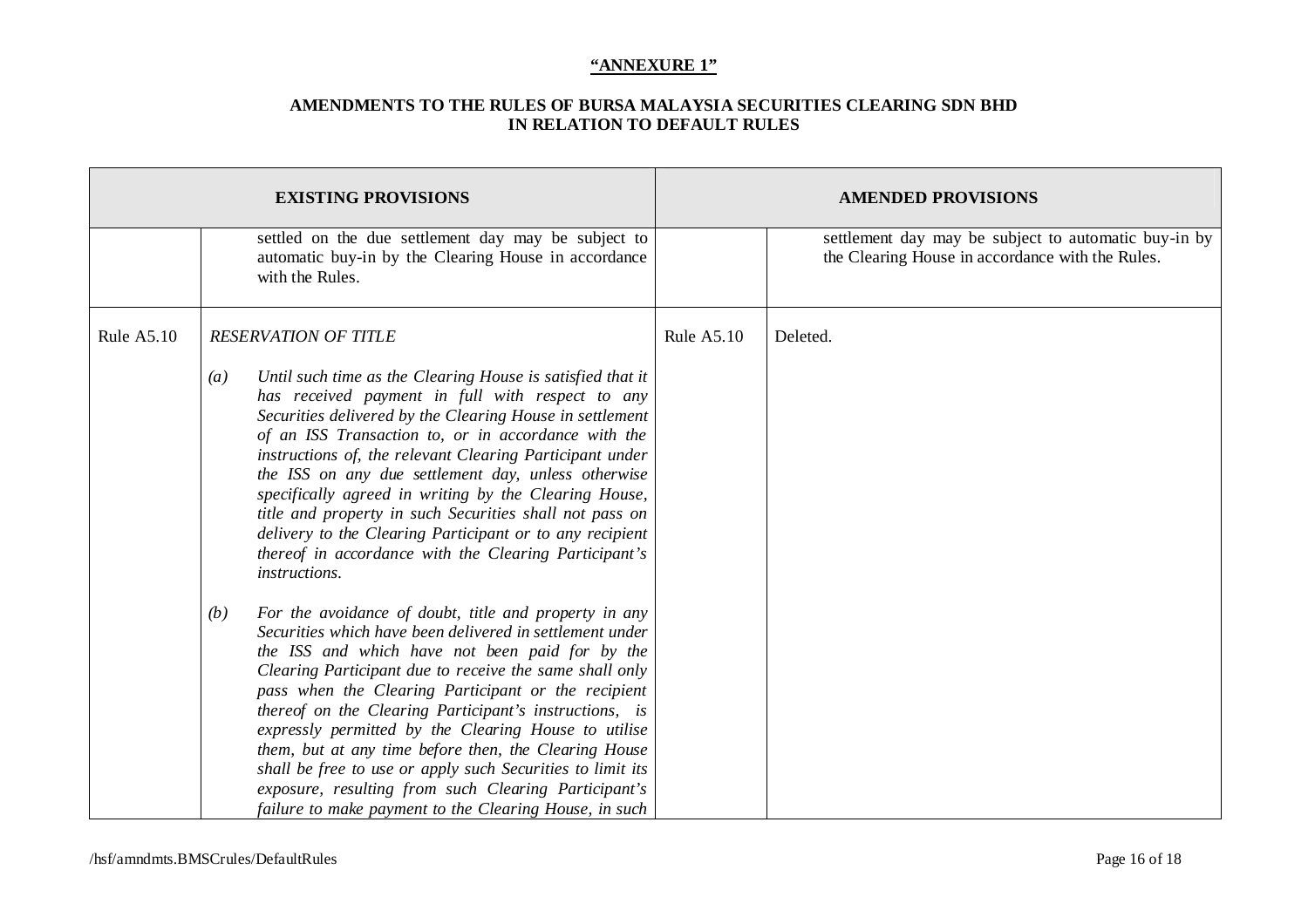**"ANNEXURE 1"**

**AMENDMENTS TO THE RULES OF BURSA MALAYSIA SECURITIES CLEARING SDN BHD IN RELATION TO DEFAULT RULES**

| EXISTING PROVISIONS | | AMENDED PROVISIONS | |
|---|---|---|---|
| | settled on the due settlement day may be subject to automatic buy-in by the Clearing House in accordance with the Rules. | | settlement day may be subject to automatic buy-in by the Clearing House in accordance with the Rules. |
| Rule A5.10 | *RESERVATION OF TITLE*<br><br>*(a) Until such time as the Clearing House is satisfied that it has received payment in full with respect to any Securities delivered by the Clearing House in settlement of an ISS Transaction to, or in accordance with the instructions of, the relevant Clearing Participant under the ISS on any due settlement day, unless otherwise specifically agreed in writing by the Clearing House, title and property in such Securities shall not pass on delivery to the Clearing Participant or to any recipient thereof in accordance with the Clearing Participant's instructions.*<br><br>*(b) For the avoidance of doubt, title and property in any Securities which have been delivered in settlement under the ISS and which have not been paid for by the Clearing Participant due to receive the same shall only pass when the Clearing Participant or the recipient thereof on the Clearing Participant's instructions, is expressly permitted by the Clearing House to utilise them, but at any time before then, the Clearing House shall be free to use or apply such Securities to limit its exposure, resulting from such Clearing Participant's failure to make payment to the Clearing House, in such* | Rule A5.10 | Deleted. |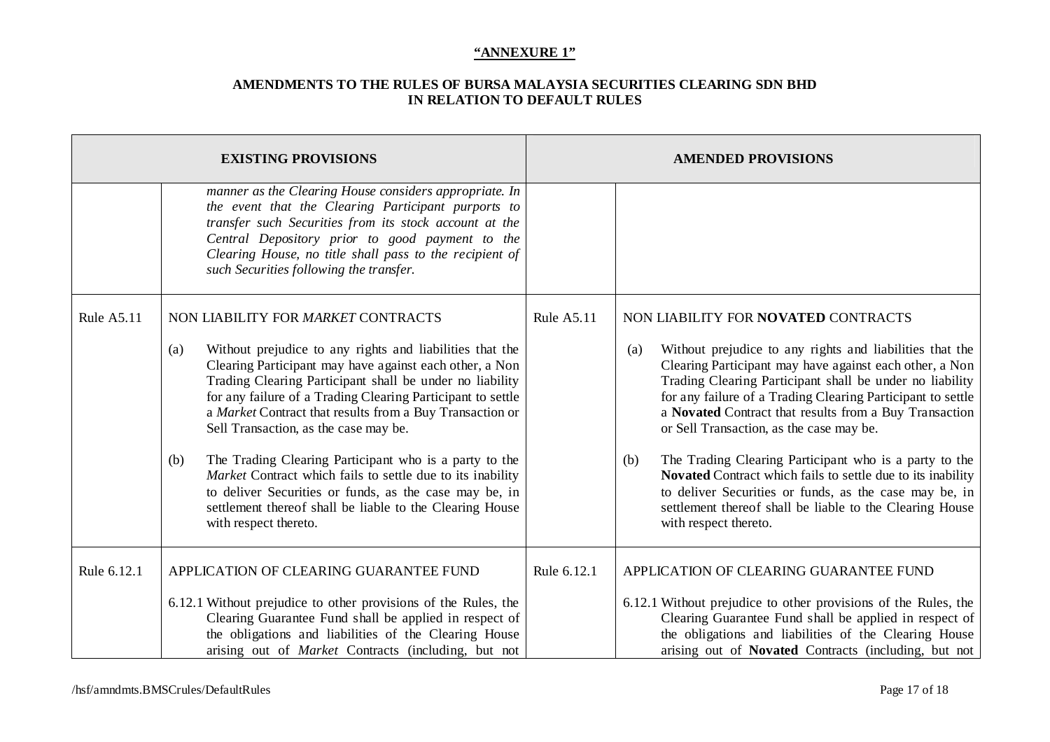**"ANNEXURE 1"**

**AMENDMENTS TO THE RULES OF BURSA MALAYSIA SECURITIES CLEARING SDN BHD IN RELATION TO DEFAULT RULES**

| EXISTING PROVISIONS | | AMENDED PROVISIONS | |
|---|---|---|---|
| | *manner as the Clearing House considers appropriate. In the event that the Clearing Participant purports to transfer such Securities from its stock account at the Central Depository prior to good payment to the Clearing House, no title shall pass to the recipient of such Securities following the transfer.* | | |
| Rule A5.11 | NON LIABILITY FOR *MARKET* CONTRACTS<br><br>(a) Without prejudice to any rights and liabilities that the Clearing Participant may have against each other, a Non Trading Clearing Participant shall be under no liability for any failure of a Trading Clearing Participant to settle a *Market* Contract that results from a Buy Transaction or Sell Transaction, as the case may be.<br><br>(b) The Trading Clearing Participant who is a party to the *Market* Contract which fails to settle due to its inability to deliver Securities or funds, as the case may be, in settlement thereof shall be liable to the Clearing House with respect thereto. | Rule A5.11 | NON LIABILITY FOR **NOVATED** CONTRACTS<br><br>(a) Without prejudice to any rights and liabilities that the Clearing Participant may have against each other, a Non Trading Clearing Participant shall be under no liability for any failure of a Trading Clearing Participant to settle a **Novated** Contract that results from a Buy Transaction or Sell Transaction, as the case may be.<br><br>(b) The Trading Clearing Participant who is a party to the **Novated** Contract which fails to settle due to its inability to deliver Securities or funds, as the case may be, in settlement thereof shall be liable to the Clearing House with respect thereto. |
| Rule 6.12.1 | APPLICATION OF CLEARING GUARANTEE FUND<br><br>6.12.1 Without prejudice to other provisions of the Rules, the Clearing Guarantee Fund shall be applied in respect of the obligations and liabilities of the Clearing House arising out of *Market* Contracts (including, but not | Rule 6.12.1 | APPLICATION OF CLEARING GUARANTEE FUND<br><br>6.12.1 Without prejudice to other provisions of the Rules, the Clearing Guarantee Fund shall be applied in respect of the obligations and liabilities of the Clearing House arising out of **Novated** Contracts (including, but not |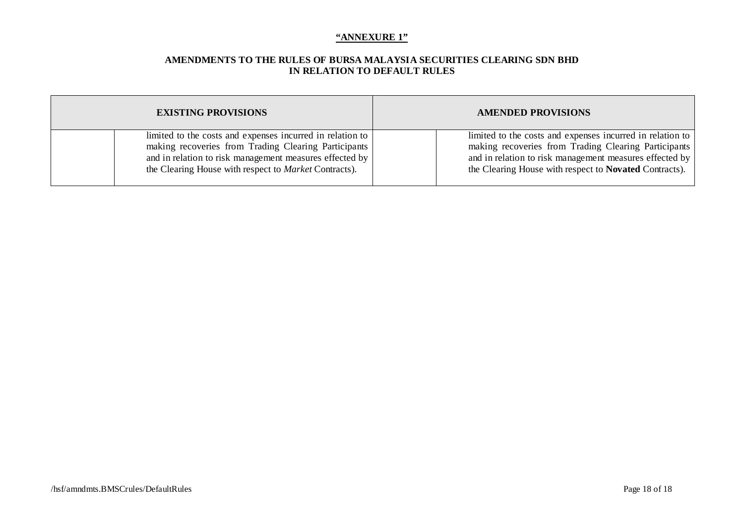**"ANNEXURE 1"**

**AMENDMENTS TO THE RULES OF BURSA MALAYSIA SECURITIES CLEARING SDN BHD IN RELATION TO DEFAULT RULES**

| EXISTING PROVISIONS | | AMENDED PROVISIONS | |
|---|---|---|---|
| | limited to the costs and expenses incurred in relation to making recoveries from Trading Clearing Participants and in relation to risk management measures effected by the Clearing House with respect to *Market* Contracts). | | limited to the costs and expenses incurred in relation to making recoveries from Trading Clearing Participants and in relation to risk management measures effected by the Clearing House with respect to **Novated** Contracts). |